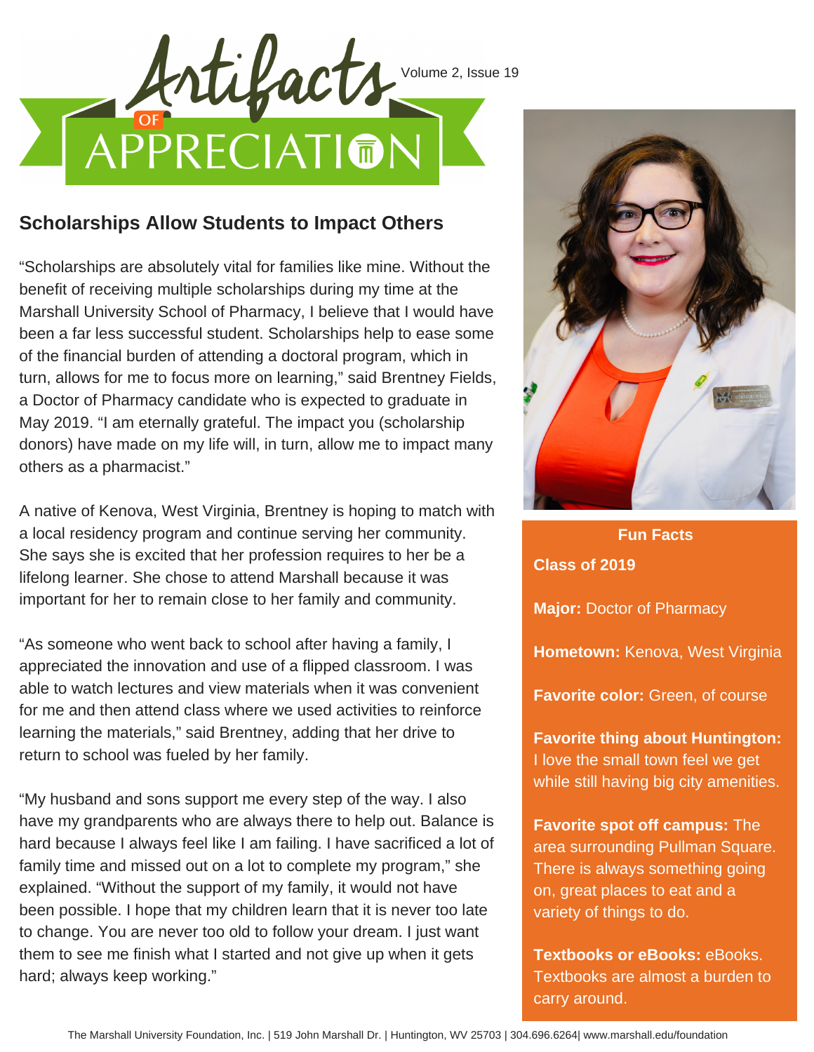# Artifacts of Appreciation

Volume 2, Issue 19

## Scholarships Allow Students to Impact Others

"Scholarships are absolutely vital for families like mine. Without the benefit of receiving multiple scholarships during my time at the Marshall University School of Pharmacy, I believe that I would have been a far less successful student. Scholarships help to ease some of the financial burden of attending a doctoral program, which in turn, allows for me to focus more on learning," said Brentney Fields, a Doctor of Pharmacy candidate who is expected to graduate in May 2019. "I am eternally grateful. The impact you (scholarship donors) have made on my life will, in turn, allow me to impact many others as a pharmacist."

A native of Kenova, West Virginia, Brentney is hoping to match with a local residency program and continue serving her community. She says she is excited that her profession requires to her be a lifelong learner. She chose to attend Marshall because it was important for her to remain close to her family and community.

"As someone who went back to school after having a family, I appreciated the innovation and use of a flipped classroom. I was able to watch lectures and view materials when it was convenient for me and then attend class where we used activities to reinforce learning the materials," said Brentney, adding that her drive to return to school was fueled by her family.

"My husband and sons support me every step of the way. I also have my grandparents who are always there to help out. Balance is hard because I always feel like I am failing. I have sacrificed a lot of family time and missed out on a lot to complete my program," she explained. "Without the support of my family, it would not have been possible. I hope that my children learn that it is never too late to change. You are never too old to follow your dream. I just want them to see me finish what I started and not give up when it gets hard; always keep working."

### Fun Facts

**Class of 2019**

**Major:** Doctor of Pharmacy

**Hometown:** Kenova, West Virginia

**Favorite color:** Green, of course

**Favorite thing about Huntington:** I love the small town feel we get while still having big city amenities.

**Favorite spot off campus:** The area surrounding Pullman Square. There is always something going on, great places to eat and a variety of things to do.

**Textbooks or eBooks:** eBooks. Textbooks are almost a burden to carry around.

The Marshall University Foundation, Inc. | 519 John Marshall Dr. | Huntington, WV 25703 | 304.696.6264| www.marshall.edu/foundation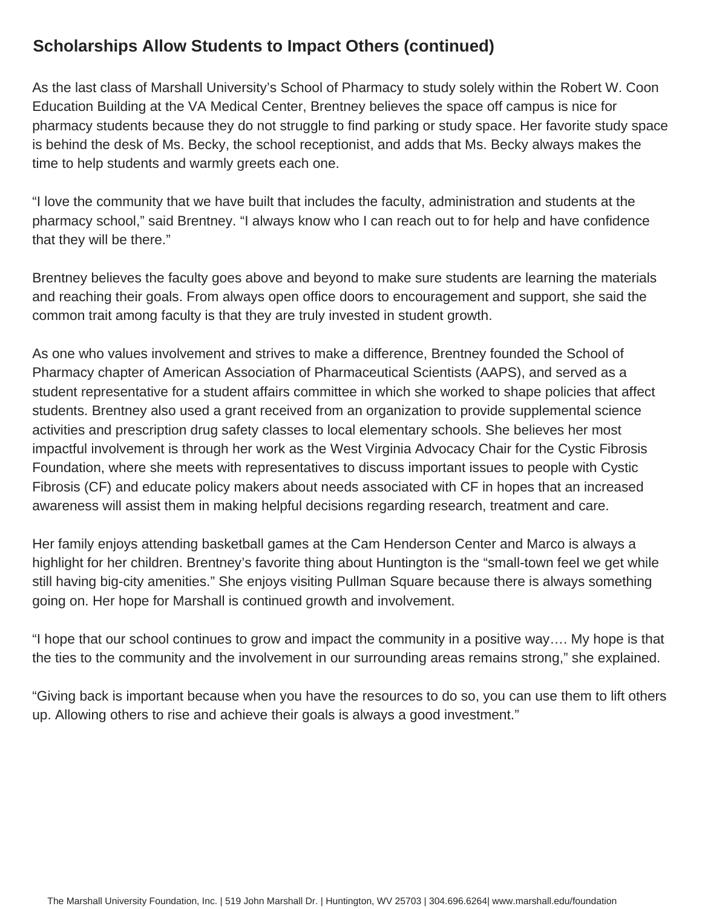## Scholarships Allow Students to Impact Others (continued)

As the last class of Marshall University's School of Pharmacy to study solely within the Robert W. Coon Education Building at the VA Medical Center, Brentney believes the space off campus is nice for pharmacy students because they do not struggle to find parking or study space. Her favorite study space is behind the desk of Ms. Becky, the school receptionist, and adds that Ms. Becky always makes the time to help students and warmly greets each one.

"I love the community that we have built that includes the faculty, administration and students at the pharmacy school," said Brentney. "I always know who I can reach out to for help and have confidence that they will be there."

Brentney believes the faculty goes above and beyond to make sure students are learning the materials and reaching their goals. From always open office doors to encouragement and support, she said the common trait among faculty is that they are truly invested in student growth.

As one who values involvement and strives to make a difference, Brentney founded the School of Pharmacy chapter of American Association of Pharmaceutical Scientists (AAPS), and served as a student representative for a student affairs committee in which she worked to shape policies that affect students. Brentney also used a grant received from an organization to provide supplemental science activities and prescription drug safety classes to local elementary schools. She believes her most impactful involvement is through her work as the West Virginia Advocacy Chair for the Cystic Fibrosis Foundation, where she meets with representatives to discuss important issues to people with Cystic Fibrosis (CF) and educate policy makers about needs associated with CF in hopes that an increased awareness will assist them in making helpful decisions regarding research, treatment and care.

Her family enjoys attending basketball games at the Cam Henderson Center and Marco is always a highlight for her children. Brentney's favorite thing about Huntington is the "small-town feel we get while still having big-city amenities." She enjoys visiting Pullman Square because there is always something going on. Her hope for Marshall is continued growth and involvement.

"I hope that our school continues to grow and impact the community in a positive way…. My hope is that the ties to the community and the involvement in our surrounding areas remains strong," she explained.

"Giving back is important because when you have the resources to do so, you can use them to lift others up. Allowing others to rise and achieve their goals is always a good investment."